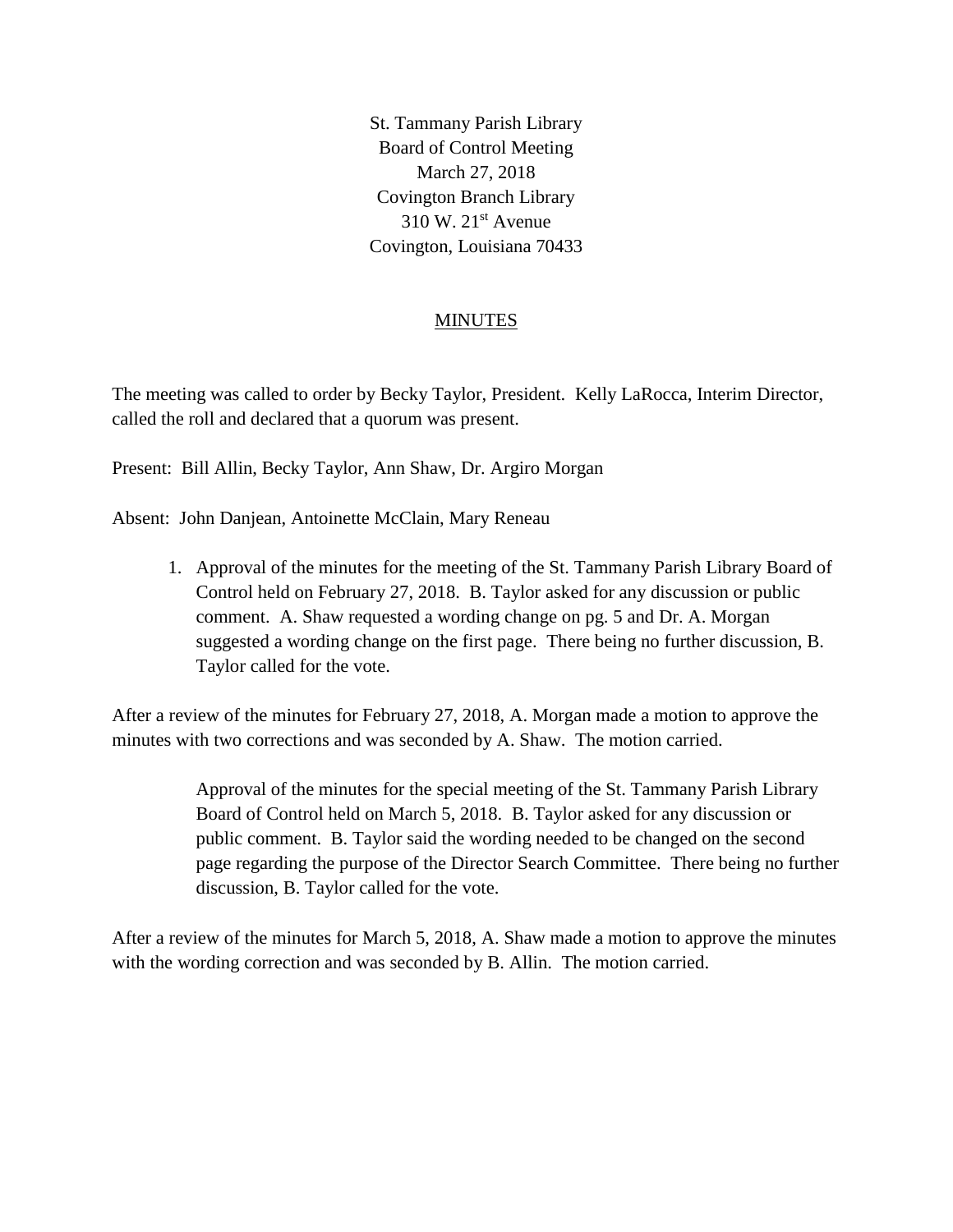St. Tammany Parish Library
Board of Control Meeting
March 27, 2018
Covington Branch Library
310 W. 21st Avenue
Covington, Louisiana 70433

## MINUTES

The meeting was called to order by Becky Taylor, President. Kelly LaRocca, Interim Director, called the roll and declared that a quorum was present.

Present: Bill Allin, Becky Taylor, Ann Shaw, Dr. Argiro Morgan

Absent: John Danjean, Antoinette McClain, Mary Reneau

1. Approval of the minutes for the meeting of the St. Tammany Parish Library Board of Control held on February 27, 2018. B. Taylor asked for any discussion or public comment. A. Shaw requested a wording change on pg. 5 and Dr. A. Morgan suggested a wording change on the first page. There being no further discussion, B. Taylor called for the vote.

After a review of the minutes for February 27, 2018, A. Morgan made a motion to approve the minutes with two corrections and was seconded by A. Shaw. The motion carried.

Approval of the minutes for the special meeting of the St. Tammany Parish Library Board of Control held on March 5, 2018. B. Taylor asked for any discussion or public comment. B. Taylor said the wording needed to be changed on the second page regarding the purpose of the Director Search Committee. There being no further discussion, B. Taylor called for the vote.

After a review of the minutes for March 5, 2018, A. Shaw made a motion to approve the minutes with the wording correction and was seconded by B. Allin. The motion carried.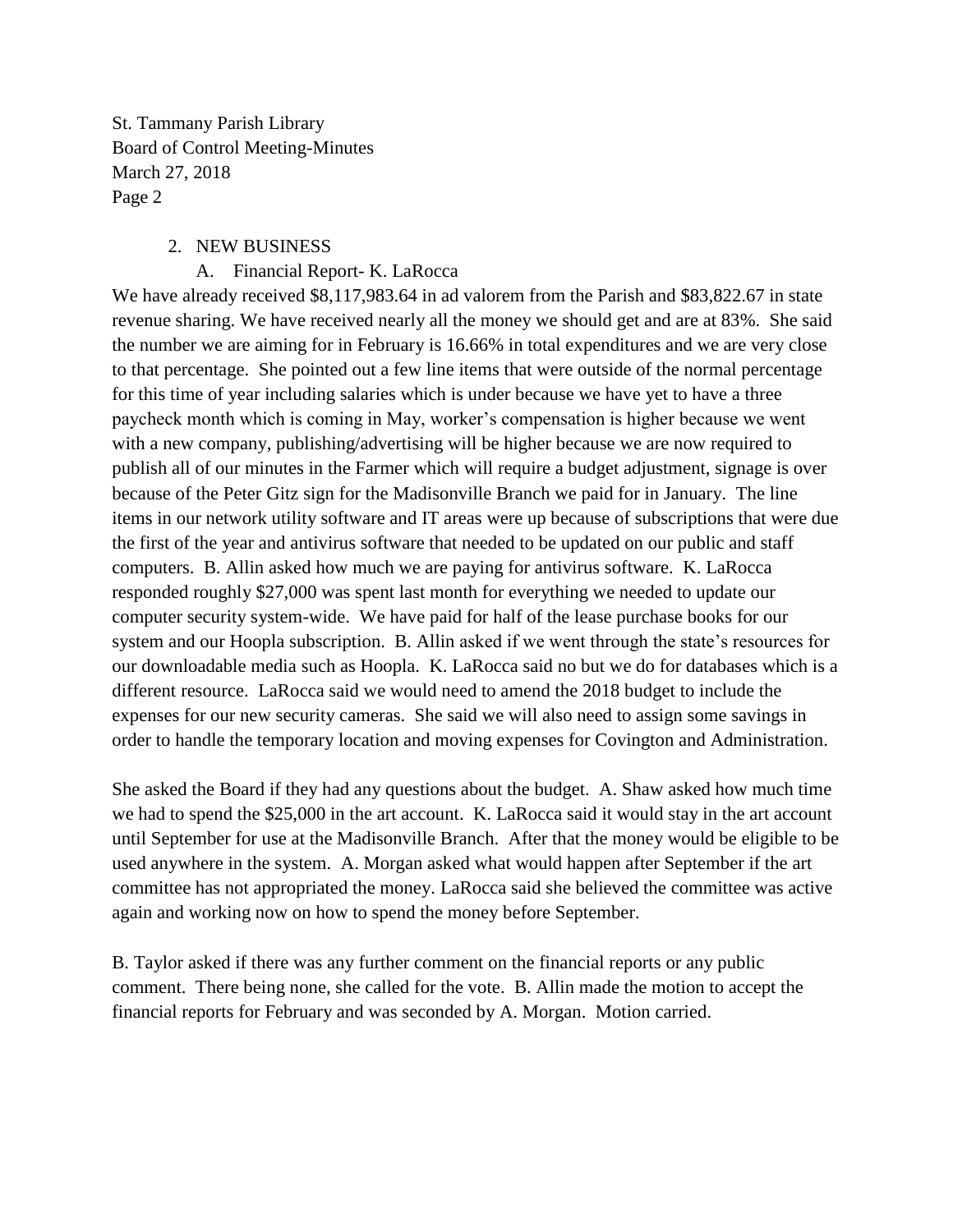2. NEW BUSINESS

   A. Financial Report- K. LaRocca

We have already received $8,117,983.64 in ad valorem from the Parish and $83,822.67 in state revenue sharing. We have received nearly all the money we should get and are at 83%. She said the number we are aiming for in February is 16.66% in total expenditures and we are very close to that percentage. She pointed out a few line items that were outside of the normal percentage for this time of year including salaries which is under because we have yet to have a three paycheck month which is coming in May, worker's compensation is higher because we went with a new company, publishing/advertising will be higher because we are now required to publish all of our minutes in the Farmer which will require a budget adjustment, signage is over because of the Peter Gitz sign for the Madisonville Branch we paid for in January. The line items in our network utility software and IT areas were up because of subscriptions that were due the first of the year and antivirus software that needed to be updated on our public and staff computers. B. Allin asked how much we are paying for antivirus software. K. LaRocca responded roughly $27,000 was spent last month for everything we needed to update our computer security system-wide. We have paid for half of the lease purchase books for our system and our Hoopla subscription. B. Allin asked if we went through the state's resources for our downloadable media such as Hoopla. K. LaRocca said no but we do for databases which is a different resource. LaRocca said we would need to amend the 2018 budget to include the expenses for our new security cameras. She said we will also need to assign some savings in order to handle the temporary location and moving expenses for Covington and Administration.

She asked the Board if they had any questions about the budget. A. Shaw asked how much time we had to spend the $25,000 in the art account. K. LaRocca said it would stay in the art account until September for use at the Madisonville Branch. After that the money would be eligible to be used anywhere in the system. A. Morgan asked what would happen after September if the art committee has not appropriated the money. LaRocca said she believed the committee was active again and working now on how to spend the money before September.

B. Taylor asked if there was any further comment on the financial reports or any public comment. There being none, she called for the vote. B. Allin made the motion to accept the financial reports for February and was seconded by A. Morgan. Motion carried.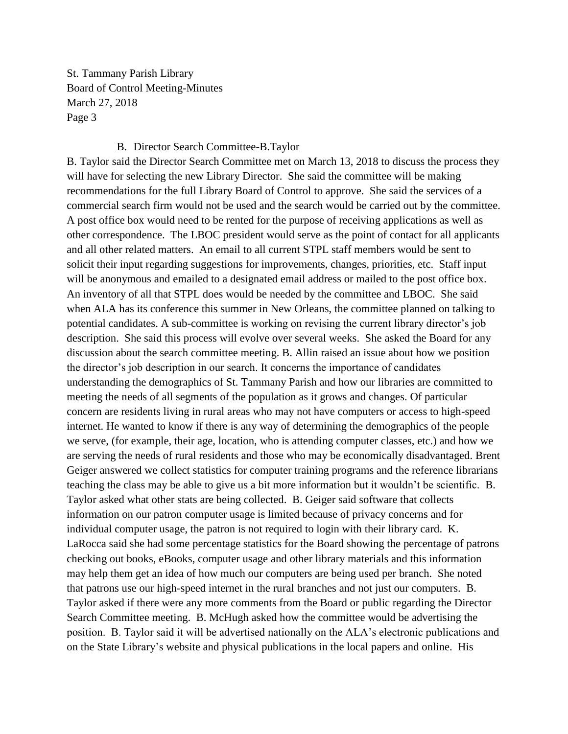B. Director Search Committee-B.Taylor

B. Taylor said the Director Search Committee met on March 13, 2018 to discuss the process they will have for selecting the new Library Director. She said the committee will be making recommendations for the full Library Board of Control to approve. She said the services of a commercial search firm would not be used and the search would be carried out by the committee. A post office box would need to be rented for the purpose of receiving applications as well as other correspondence. The LBOC president would serve as the point of contact for all applicants and all other related matters. An email to all current STPL staff members would be sent to solicit their input regarding suggestions for improvements, changes, priorities, etc. Staff input will be anonymous and emailed to a designated email address or mailed to the post office box. An inventory of all that STPL does would be needed by the committee and LBOC. She said when ALA has its conference this summer in New Orleans, the committee planned on talking to potential candidates. A sub-committee is working on revising the current library director's job description. She said this process will evolve over several weeks. She asked the Board for any discussion about the search committee meeting. B. Allin raised an issue about how we position the director's job description in our search. It concerns the importance of candidates understanding the demographics of St. Tammany Parish and how our libraries are committed to meeting the needs of all segments of the population as it grows and changes. Of particular concern are residents living in rural areas who may not have computers or access to high-speed internet. He wanted to know if there is any way of determining the demographics of the people we serve, (for example, their age, location, who is attending computer classes, etc.) and how we are serving the needs of rural residents and those who may be economically disadvantaged. Brent Geiger answered we collect statistics for computer training programs and the reference librarians teaching the class may be able to give us a bit more information but it wouldn't be scientific. B. Taylor asked what other stats are being collected. B. Geiger said software that collects information on our patron computer usage is limited because of privacy concerns and for individual computer usage, the patron is not required to login with their library card. K. LaRocca said she had some percentage statistics for the Board showing the percentage of patrons checking out books, eBooks, computer usage and other library materials and this information may help them get an idea of how much our computers are being used per branch. She noted that patrons use our high-speed internet in the rural branches and not just our computers. B. Taylor asked if there were any more comments from the Board or public regarding the Director Search Committee meeting. B. McHugh asked how the committee would be advertising the position. B. Taylor said it will be advertised nationally on the ALA's electronic publications and on the State Library's website and physical publications in the local papers and online. His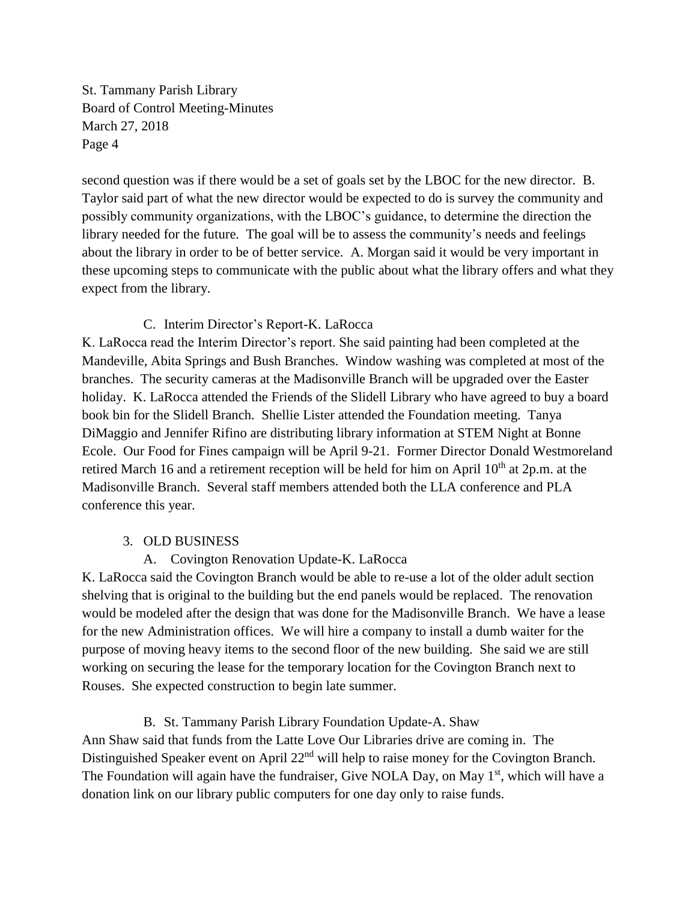second question was if there would be a set of goals set by the LBOC for the new director. B. Taylor said part of what the new director would be expected to do is survey the community and possibly community organizations, with the LBOC's guidance, to determine the direction the library needed for the future. The goal will be to assess the community's needs and feelings about the library in order to be of better service. A. Morgan said it would be very important in these upcoming steps to communicate with the public about what the library offers and what they expect from the library.

C. Interim Director's Report-K. LaRocca

K. LaRocca read the Interim Director's report. She said painting had been completed at the Mandeville, Abita Springs and Bush Branches. Window washing was completed at most of the branches. The security cameras at the Madisonville Branch will be upgraded over the Easter holiday. K. LaRocca attended the Friends of the Slidell Library who have agreed to buy a board book bin for the Slidell Branch. Shellie Lister attended the Foundation meeting. Tanya DiMaggio and Jennifer Rifino are distributing library information at STEM Night at Bonne Ecole. Our Food for Fines campaign will be April 9-21. Former Director Donald Westmoreland retired March 16 and a retirement reception will be held for him on April 10th at 2p.m. at the Madisonville Branch. Several staff members attended both the LLA conference and PLA conference this year.

3. OLD BUSINESS

A. Covington Renovation Update-K. LaRocca

K. LaRocca said the Covington Branch would be able to re-use a lot of the older adult section shelving that is original to the building but the end panels would be replaced. The renovation would be modeled after the design that was done for the Madisonville Branch. We have a lease for the new Administration offices. We will hire a company to install a dumb waiter for the purpose of moving heavy items to the second floor of the new building. She said we are still working on securing the lease for the temporary location for the Covington Branch next to Rouses. She expected construction to begin late summer.

B. St. Tammany Parish Library Foundation Update-A. Shaw

Ann Shaw said that funds from the Latte Love Our Libraries drive are coming in. The Distinguished Speaker event on April 22nd will help to raise money for the Covington Branch. The Foundation will again have the fundraiser, Give NOLA Day, on May 1st, which will have a donation link on our library public computers for one day only to raise funds.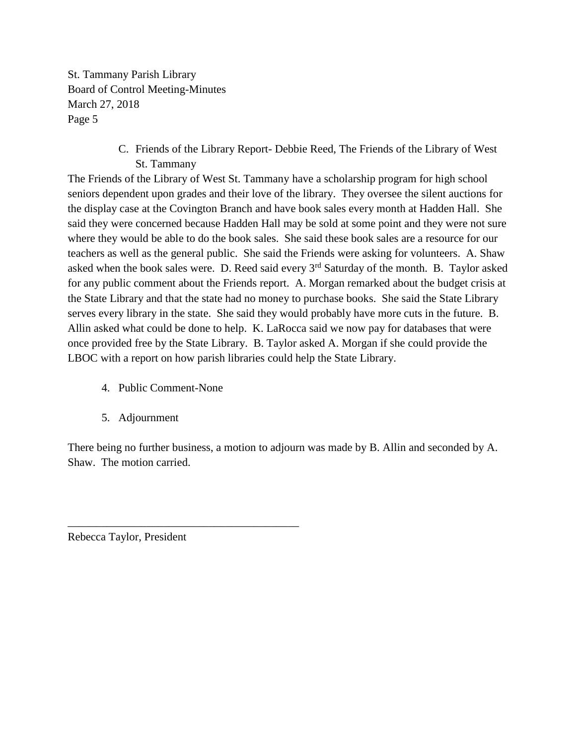C. Friends of the Library Report- Debbie Reed, The Friends of the Library of West St. Tammany

The Friends of the Library of West St. Tammany have a scholarship program for high school seniors dependent upon grades and their love of the library. They oversee the silent auctions for the display case at the Covington Branch and have book sales every month at Hadden Hall. She said they were concerned because Hadden Hall may be sold at some point and they were not sure where they would be able to do the book sales. She said these book sales are a resource for our teachers as well as the general public. She said the Friends were asking for volunteers. A. Shaw asked when the book sales were. D. Reed said every 3rd Saturday of the month. B. Taylor asked for any public comment about the Friends report. A. Morgan remarked about the budget crisis at the State Library and that the state had no money to purchase books. She said the State Library serves every library in the state. She said they would probably have more cuts in the future. B. Allin asked what could be done to help. K. LaRocca said we now pay for databases that were once provided free by the State Library. B. Taylor asked A. Morgan if she could provide the LBOC with a report on how parish libraries could help the State Library.

4. Public Comment-None

5. Adjournment

There being no further business, a motion to adjourn was made by B. Allin and seconded by A. Shaw. The motion carried.

\_\_\_\_\_\_\_\_\_\_\_\_\_\_\_\_\_\_\_\_\_\_\_\_\_\_\_\_\_\_\_\_\_\_\_\_\_\_\_\_

Rebecca Taylor, President